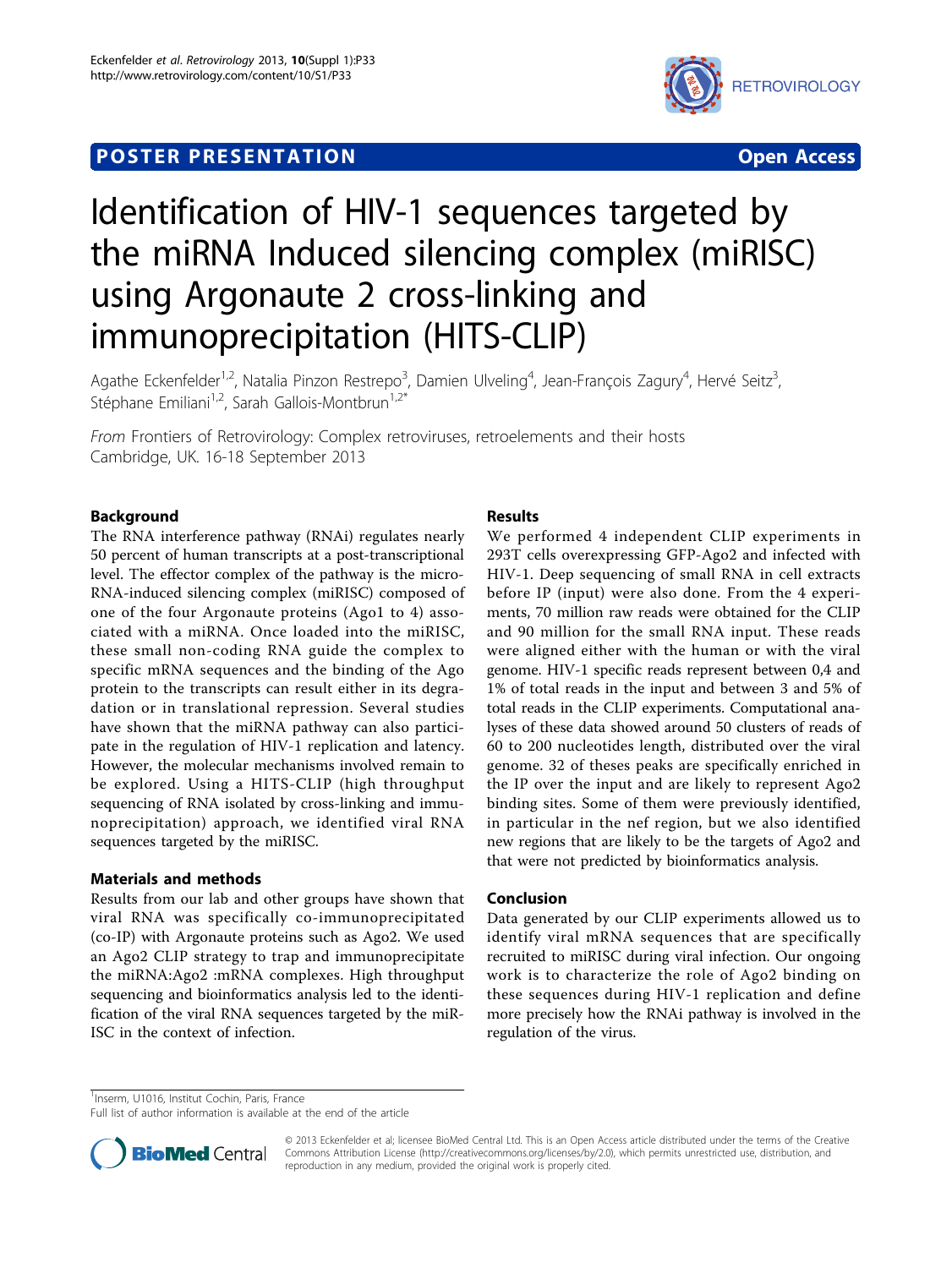**POSTER PRESENTATION** **Open Access**

# Identification of HIV-1 sequences targeted by the miRNA Induced silencing complex (miRISC) using Argonaute 2 cross-linking and immunoprecipitation (HITS-CLIP)

Agathe Eckenfelder[1,2], Natalia Pinzon Restrepo[3], Damien Ulveling[4], Jean-François Zagury[4], Hervé Seitz[3], Stéphane Emiliani[1,2], Sarah Gallois-Montbrun[1,2*]

*From* Frontiers of Retrovirology: Complex retroviruses, retroelements and their hosts
Cambridge, UK. 16-18 September 2013

## Background

The RNA interference pathway (RNAi) regulates nearly 50 percent of human transcripts at a post-transcriptional level. The effector complex of the pathway is the micro-RNA-induced silencing complex (miRISC) composed of one of the four Argonaute proteins (Ago1 to 4) associated with a miRNA. Once loaded into the miRISC, these small non-coding RNA guide the complex to specific mRNA sequences and the binding of the Ago protein to the transcripts can result either in its degradation or in translational repression. Several studies have shown that the miRNA pathway can also participate in the regulation of HIV-1 replication and latency. However, the molecular mechanisms involved remain to be explored. Using a HITS-CLIP (high throughput sequencing of RNA isolated by cross-linking and immunoprecipitation) approach, we identified viral RNA sequences targeted by the miRISC.

## Materials and methods

Results from our lab and other groups have shown that viral RNA was specifically co-immunoprecipitated (co-IP) with Argonaute proteins such as Ago2. We used an Ago2 CLIP strategy to trap and immunoprecipitate the miRNA:Ago2 :mRNA complexes. High throughput sequencing and bioinformatics analysis led to the identification of the viral RNA sequences targeted by the miRISC in the context of infection.

## Results

We performed 4 independent CLIP experiments in 293T cells overexpressing GFP-Ago2 and infected with HIV-1. Deep sequencing of small RNA in cell extracts before IP (input) were also done. From the 4 experiments, 70 million raw reads were obtained for the CLIP and 90 million for the small RNA input. These reads were aligned either with the human or with the viral genome. HIV-1 specific reads represent between 0,4 and 1% of total reads in the input and between 3 and 5% of total reads in the CLIP experiments. Computational analyses of these data showed around 50 clusters of reads of 60 to 200 nucleotides length, distributed over the viral genome. 32 of theses peaks are specifically enriched in the IP over the input and are likely to represent Ago2 binding sites. Some of them were previously identified, in particular in the nef region, but we also identified new regions that are likely to be the targets of Ago2 and that were not predicted by bioinformatics analysis.

## Conclusion

Data generated by our CLIP experiments allowed us to identify viral mRNA sequences that are specifically recruited to miRISC during viral infection. Our ongoing work is to characterize the role of Ago2 binding on these sequences during HIV-1 replication and define more precisely how the RNAi pathway is involved in the regulation of the virus.

[1]Inserm, U1016, Institut Cochin, Paris, France
Full list of author information is available at the end of the article

© 2013 Eckenfelder et al; licensee BioMed Central Ltd. This is an Open Access article distributed under the terms of the Creative Commons Attribution License (http://creativecommons.org/licenses/by/2.0), which permits unrestricted use, distribution, and reproduction in any medium, provided the original work is properly cited.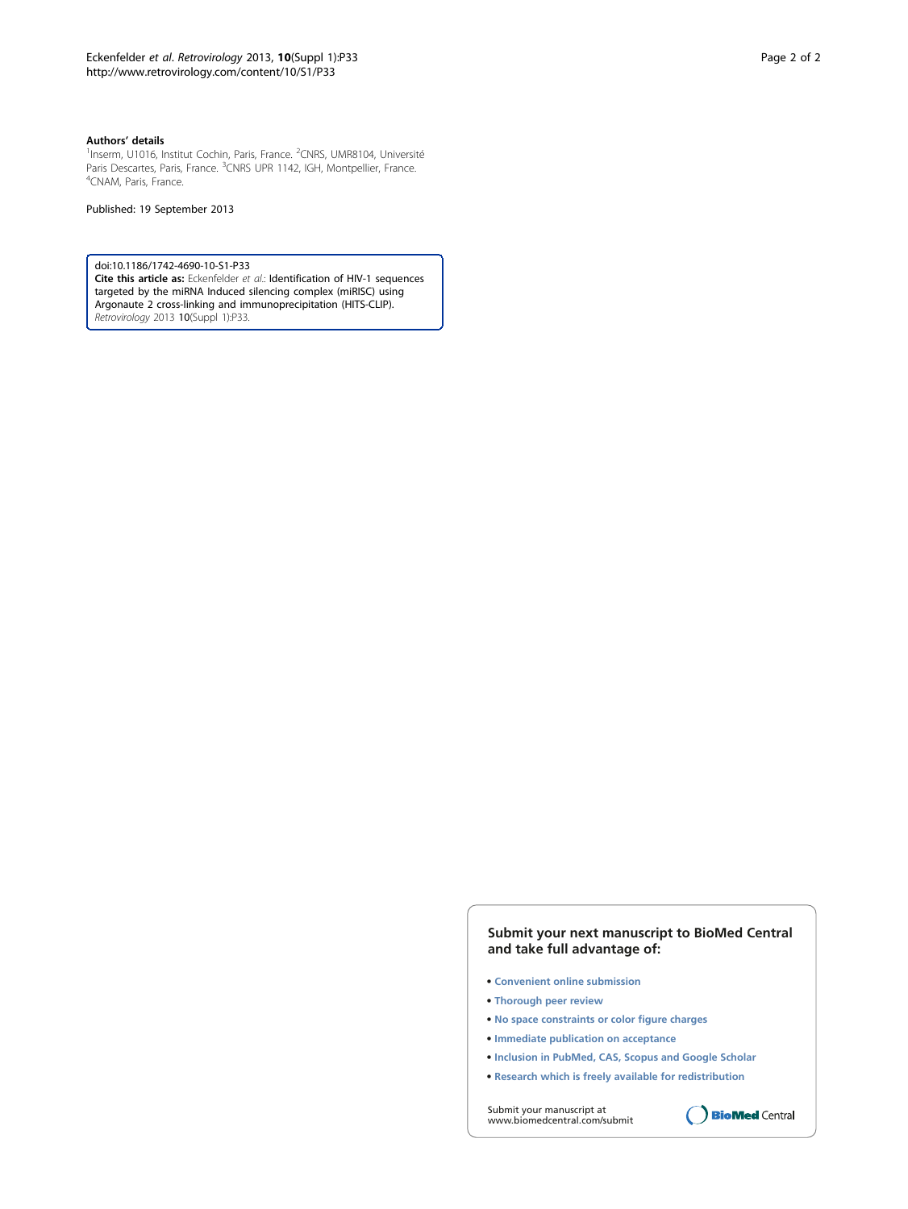#### Authors' details

[1]Inserm, U1016, Institut Cochin, Paris, France. [2]CNRS, UMR8104, Université Paris Descartes, Paris, France. [3]CNRS UPR 1142, IGH, Montpellier, France. [4]CNAM, Paris, France.

Published: 19 September 2013

doi:10.1186/1742-4690-10-S1-P33
**Cite this article as:** Eckenfelder *et al.*: Identification of HIV-1 sequences targeted by the miRNA Induced silencing complex (miRISC) using Argonaute 2 cross-linking and immunoprecipitation (HITS-CLIP). *Retrovirology* 2013 **10**(Suppl 1):P33.

**Submit your next manuscript to BioMed Central and take full advantage of:**

- **Convenient online submission**
- **Thorough peer review**
- **No space constraints or color figure charges**
- **Immediate publication on acceptance**
- **Inclusion in PubMed, CAS, Scopus and Google Scholar**
- **Research which is freely available for redistribution**

Submit your manuscript at
www.biomedcentral.com/submit

BioMed Central